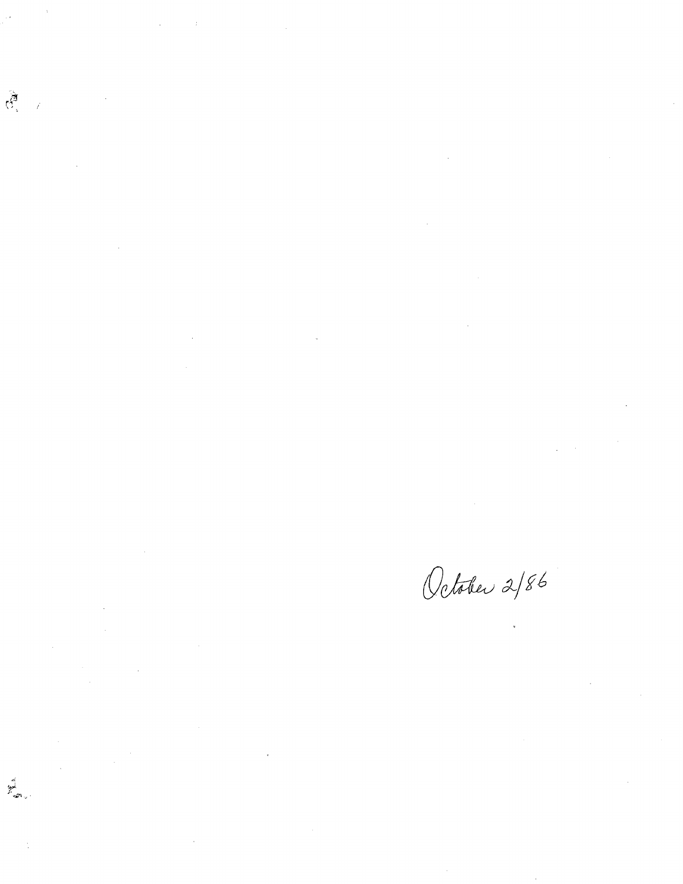October 2/86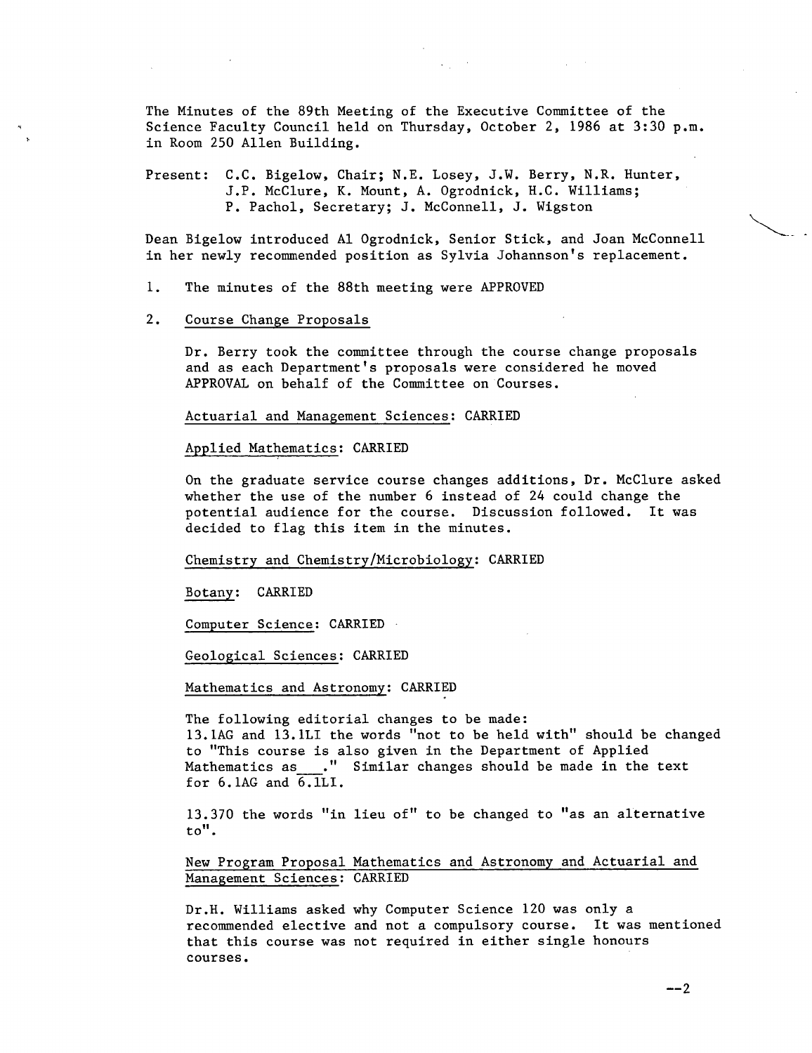The Minutes of the 89th Meeting of the Executive Committee of the Science Faculty Council held on Thursday, October 2, 1986 at 3:30 p.m. in Room 250 Allen Building.

Present: C.C. Bigelow, Chair; N.E. Losey, J.W. Berry, N.R. Hunter, J.P. McClure, K. Mount, A. Ogrodnick, H.C. Williams; P. Pachol, Secretary; J. McConnell, J. Wigston

Dean Bigelow introduced Al Ogrodnick, Senior Stick, and Joan McConnell in her newly recommended position as Sylvia Johannson's replacement.

1. The minutes of the 88th meeting were APPROVED

2. <u>Course Change Proposals</u>

   Dr. Berry took the committee through the course change proposals and as each Department's proposals were considered he moved APPROVAL on behalf of the Committee on Courses.

   <u>Actuarial and Management Sciences</u>: CARRIED

   <u>Applied Mathematics</u>: CARRIED

   On the graduate service course changes additions, Dr. McClure asked whether the use of the number 6 instead of 24 could change the potential audience for the course. Discussion followed. It was decided to flag this item in the minutes.

   <u>Chemistry and Chemistry/Microbiology</u>: CARRIED

   <u>Botany</u>: CARRIED

   <u>Computer Science</u>: CARRIED

   <u>Geological Sciences</u>: CARRIED

   <u>Mathematics and Astronomy</u>: CARRIED

   The following editorial changes to be made:
   13.1AG and 13.1LI the words "not to be held with" should be changed to "This course is also given in the Department of Applied Mathematics as\_\_\_." Similar changes should be made in the text for 6.1AG and 6.1LI.

   13.370 the words "in lieu of" to be changed to "as an alternative to".

   <u>New Program Proposal Mathematics and Astronomy and Actuarial and Management Sciences</u>: CARRIED

   Dr.H. Williams asked why Computer Science 120 was only a recommended elective and not a compulsory course. It was mentioned that this course was not required in either single honours courses.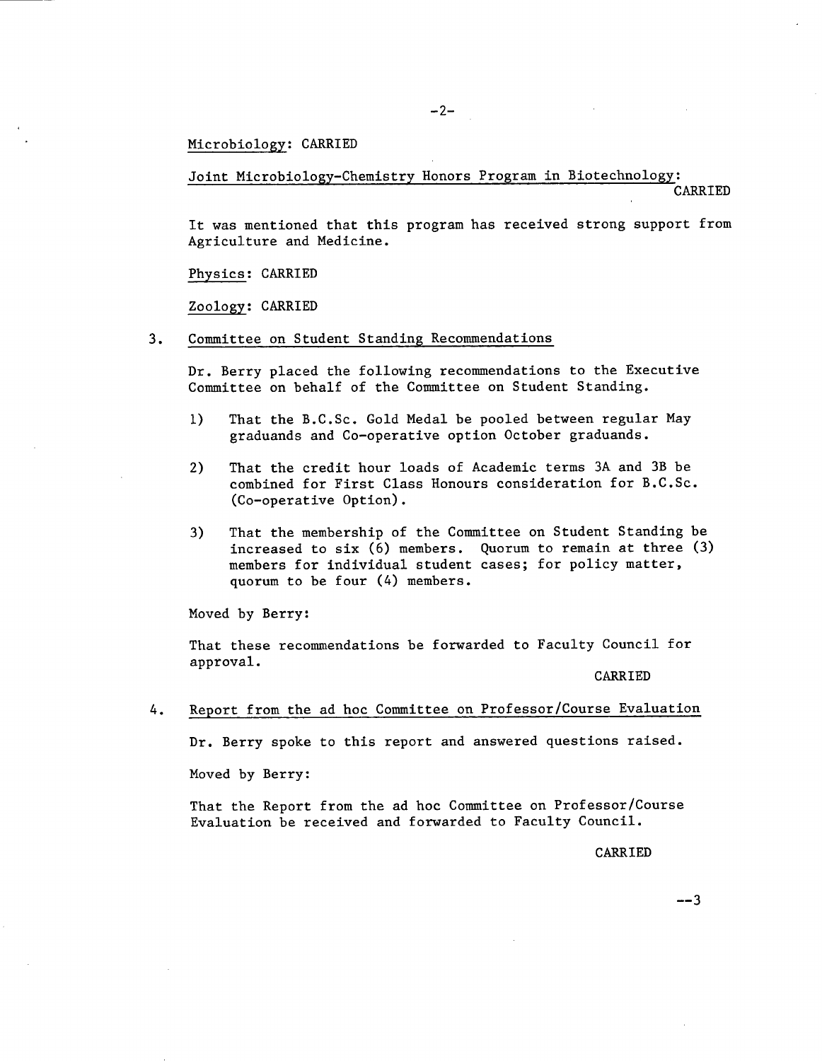Microbiology: CARRIED

Joint Microbiology-Chemistry Honors Program in Biotechnology: CARRIED

It was mentioned that this program has received strong support from Agriculture and Medicine.

Physics: CARRIED

Zoology: CARRIED

3. Committee on Student Standing Recommendations

Dr. Berry placed the following recommendations to the Executive Committee on behalf of the Committee on Student Standing.

1) That the B.C.Sc. Gold Medal be pooled between regular May graduands and Co-operative option October graduands.

2) That the credit hour loads of Academic terms 3A and 3B be combined for First Class Honours consideration for B.C.Sc. (Co-operative Option).

3) That the membership of the Committee on Student Standing be increased to six (6) members. Quorum to remain at three (3) members for individual student cases; for policy matter, quorum to be four (4) members.

Moved by Berry:

That these recommendations be forwarded to Faculty Council for approval.

CARRIED

4. Report from the ad hoc Committee on Professor/Course Evaluation

Dr. Berry spoke to this report and answered questions raised.

Moved by Berry:

That the Report from the ad hoc Committee on Professor/Course Evaluation be received and forwarded to Faculty Council.

CARRIED

--3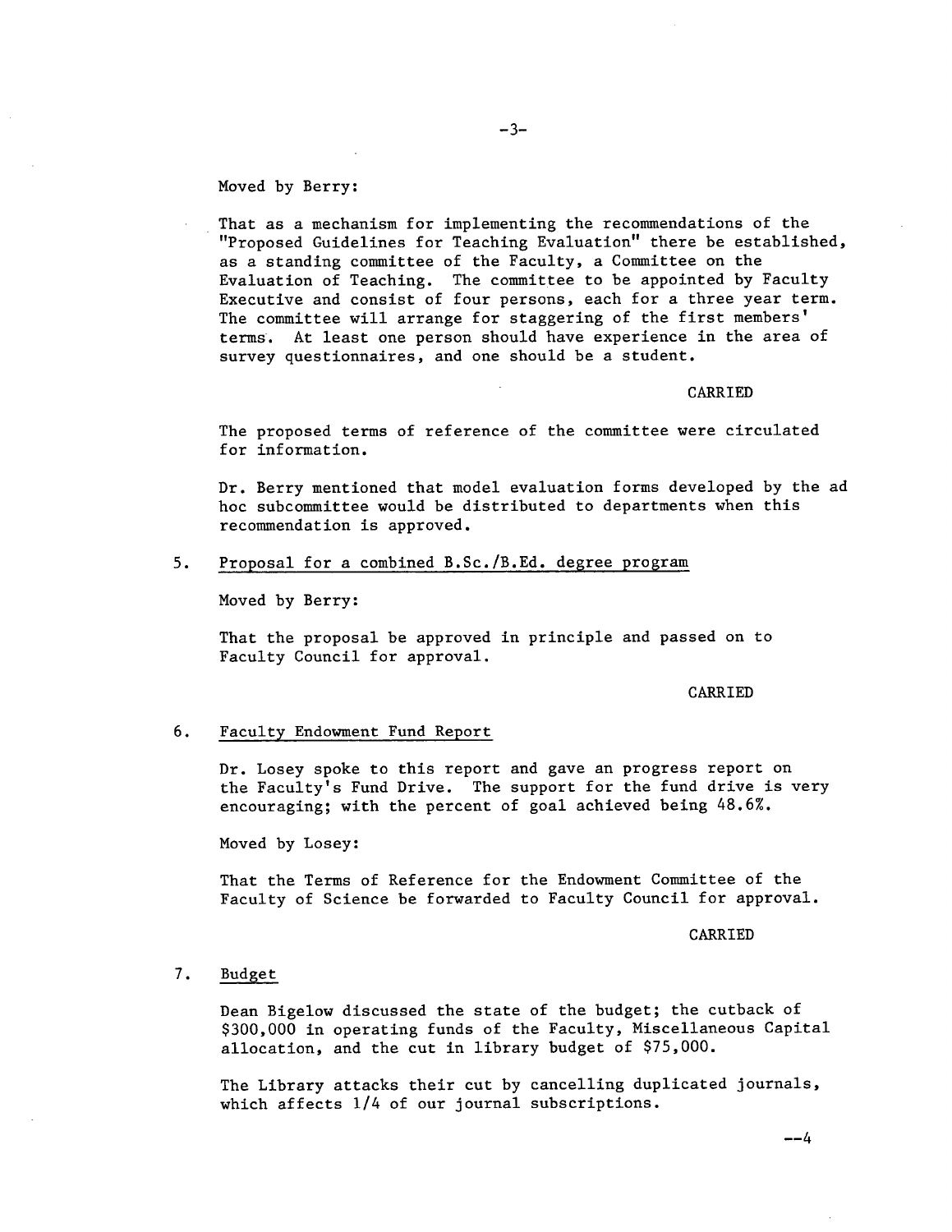Moved by Berry:

That as a mechanism for implementing the recommendations of the "Proposed Guidelines for Teaching Evaluation" there be established, as a standing committee of the Faculty, a Committee on the Evaluation of Teaching. The committee to be appointed by Faculty Executive and consist of four persons, each for a three year term. The committee will arrange for staggering of the first members' terms. At least one person should have experience in the area of survey questionnaires, and one should be a student.

CARRIED

The proposed terms of reference of the committee were circulated for information.

Dr. Berry mentioned that model evaluation forms developed by the ad hoc subcommittee would be distributed to departments when this recommendation is approved.

5. Proposal for a combined B.Sc./B.Ed. degree program

Moved by Berry:

That the proposal be approved in principle and passed on to Faculty Council for approval.

CARRIED

6. Faculty Endowment Fund Report

Dr. Losey spoke to this report and gave an progress report on the Faculty's Fund Drive. The support for the fund drive is very encouraging; with the percent of goal achieved being 48.6%.

Moved by Losey:

That the Terms of Reference for the Endowment Committee of the Faculty of Science be forwarded to Faculty Council for approval.

CARRIED

7. Budget

Dean Bigelow discussed the state of the budget; the cutback of $300,000 in operating funds of the Faculty, Miscellaneous Capital allocation, and the cut in library budget of $75,000.

The Library attacks their cut by cancelling duplicated journals, which affects 1/4 of our journal subscriptions.

--4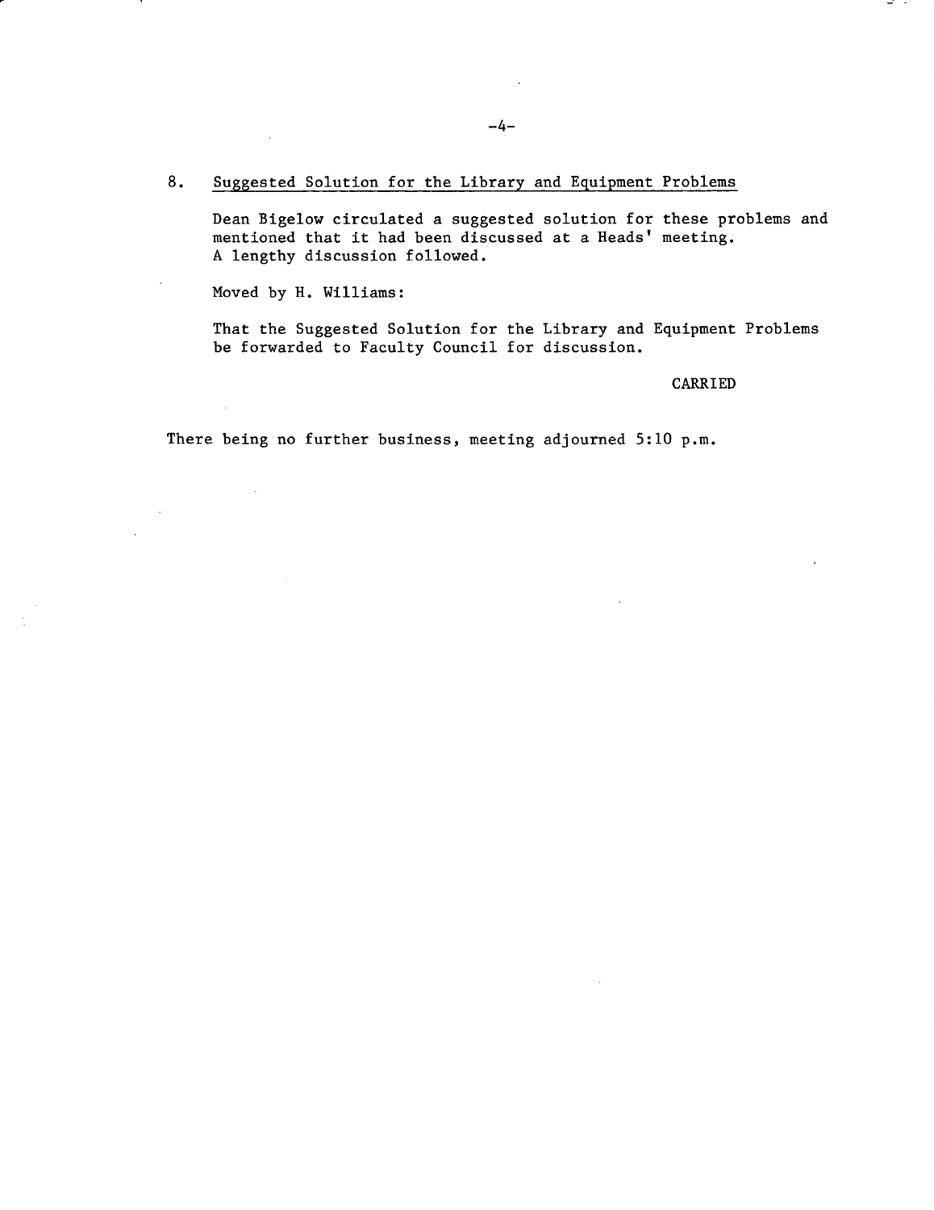8. <u>Suggested Solution for the Library and Equipment Problems</u>

Dean Bigelow circulated a suggested solution for these problems and mentioned that it had been discussed at a Heads' meeting. A lengthy discussion followed.

Moved by H. Williams:

That the Suggested Solution for the Library and Equipment Problems be forwarded to Faculty Council for discussion.

CARRIED

There being no further business, meeting adjourned 5:10 p.m.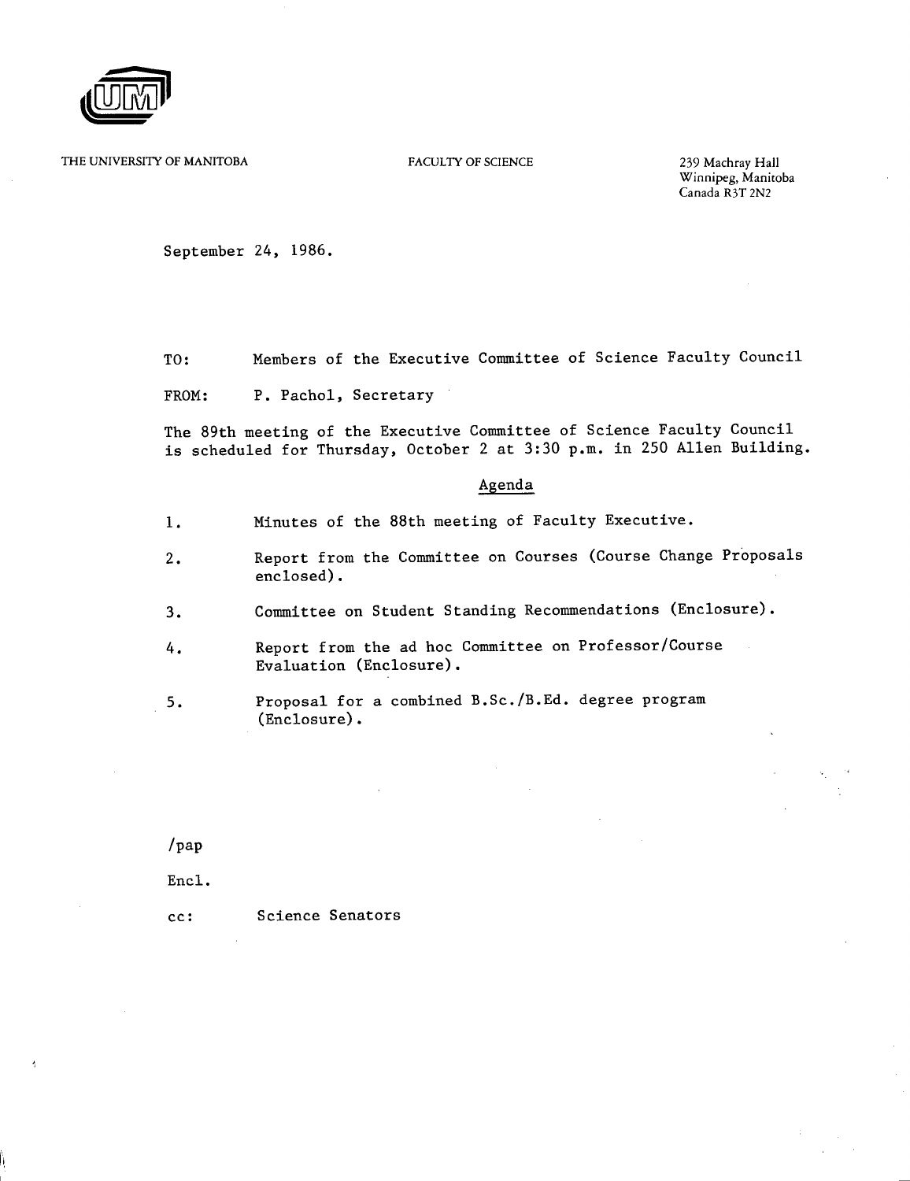THE UNIVERSITY OF MANITOBA

FACULTY OF SCIENCE

239 Machray Hall
Winnipeg, Manitoba
Canada R3T 2N2

September 24, 1986.

TO: Members of the Executive Committee of Science Faculty Council

FROM: P. Pachol, Secretary

The 89th meeting of the Executive Committee of Science Faculty Council is scheduled for Thursday, October 2 at 3:30 p.m. in 250 Allen Building.

## Agenda

1. Minutes of the 88th meeting of Faculty Executive.
2. Report from the Committee on Courses (Course Change Proposals enclosed).
3. Committee on Student Standing Recommendations (Enclosure).
4. Report from the ad hoc Committee on Professor/Course Evaluation (Enclosure).
5. Proposal for a combined B.Sc./B.Ed. degree program (Enclosure).

/pap

Encl.

cc: Science Senators